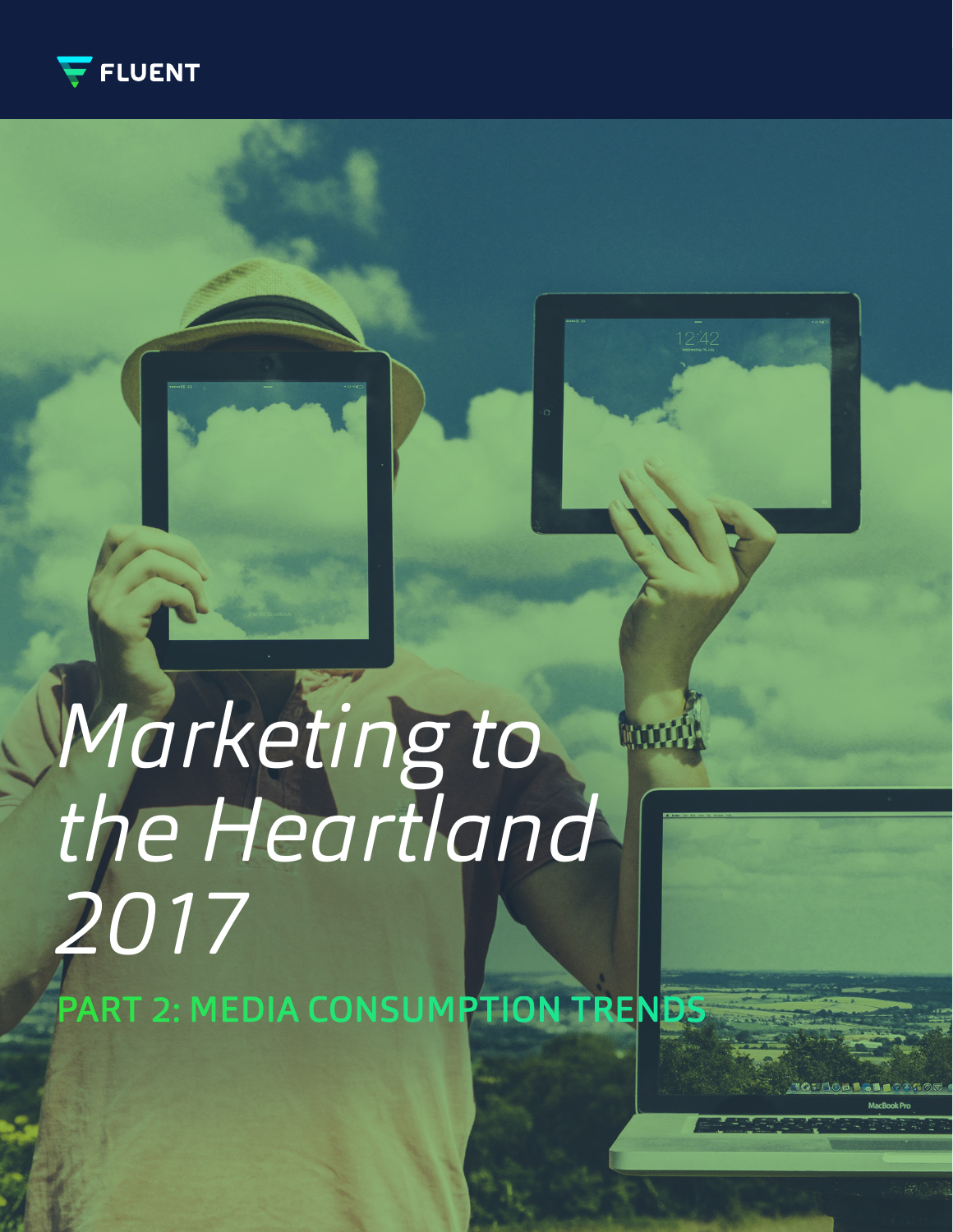FLUENT

# *Marketing to the Heartland 2017*

## PART 2: MEDIA CONSUMPTION TRENDS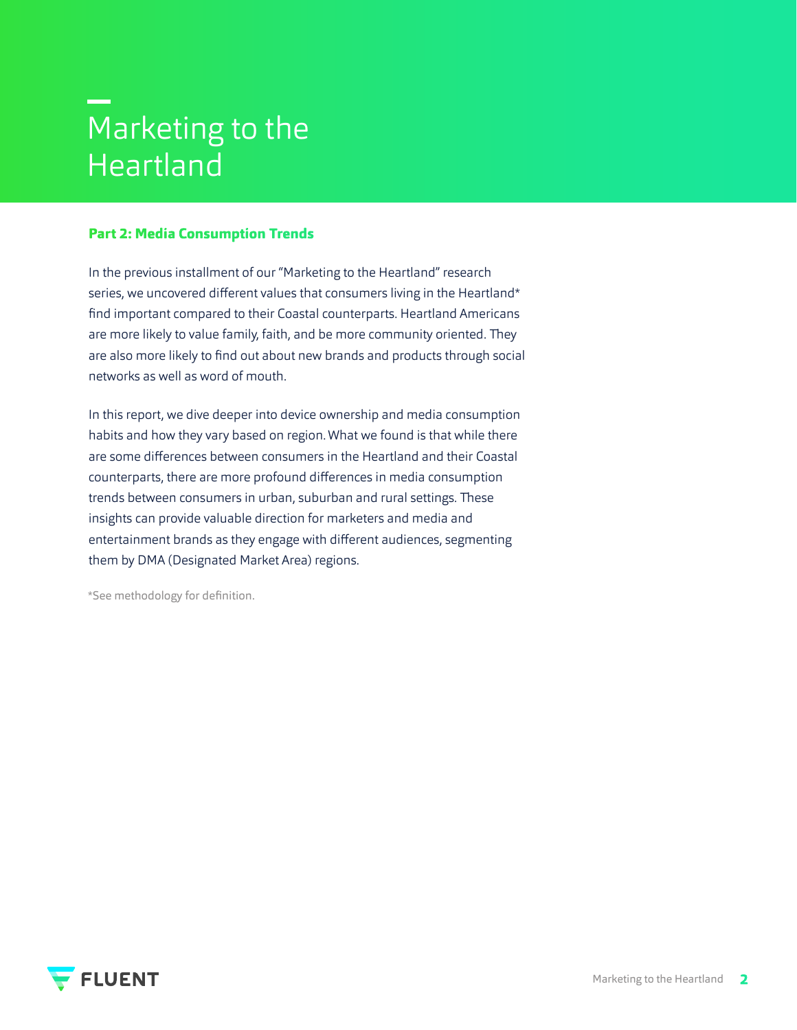# Marketing to the Heartland

## Part 2: Media Consumption Trends

In the previous installment of our "Marketing to the Heartland" research series, we uncovered different values that consumers living in the Heartland* find important compared to their Coastal counterparts. Heartland Americans are more likely to value family, faith, and be more community oriented. They are also more likely to find out about new brands and products through social networks as well as word of mouth.

In this report, we dive deeper into device ownership and media consumption habits and how they vary based on region. What we found is that while there are some differences between consumers in the Heartland and their Coastal counterparts, there are more profound differences in media consumption trends between consumers in urban, suburban and rural settings. These insights can provide valuable direction for marketers and media and entertainment brands as they engage with different audiences, segmenting them by DMA (Designated Market Area) regions.

*See methodology for definition.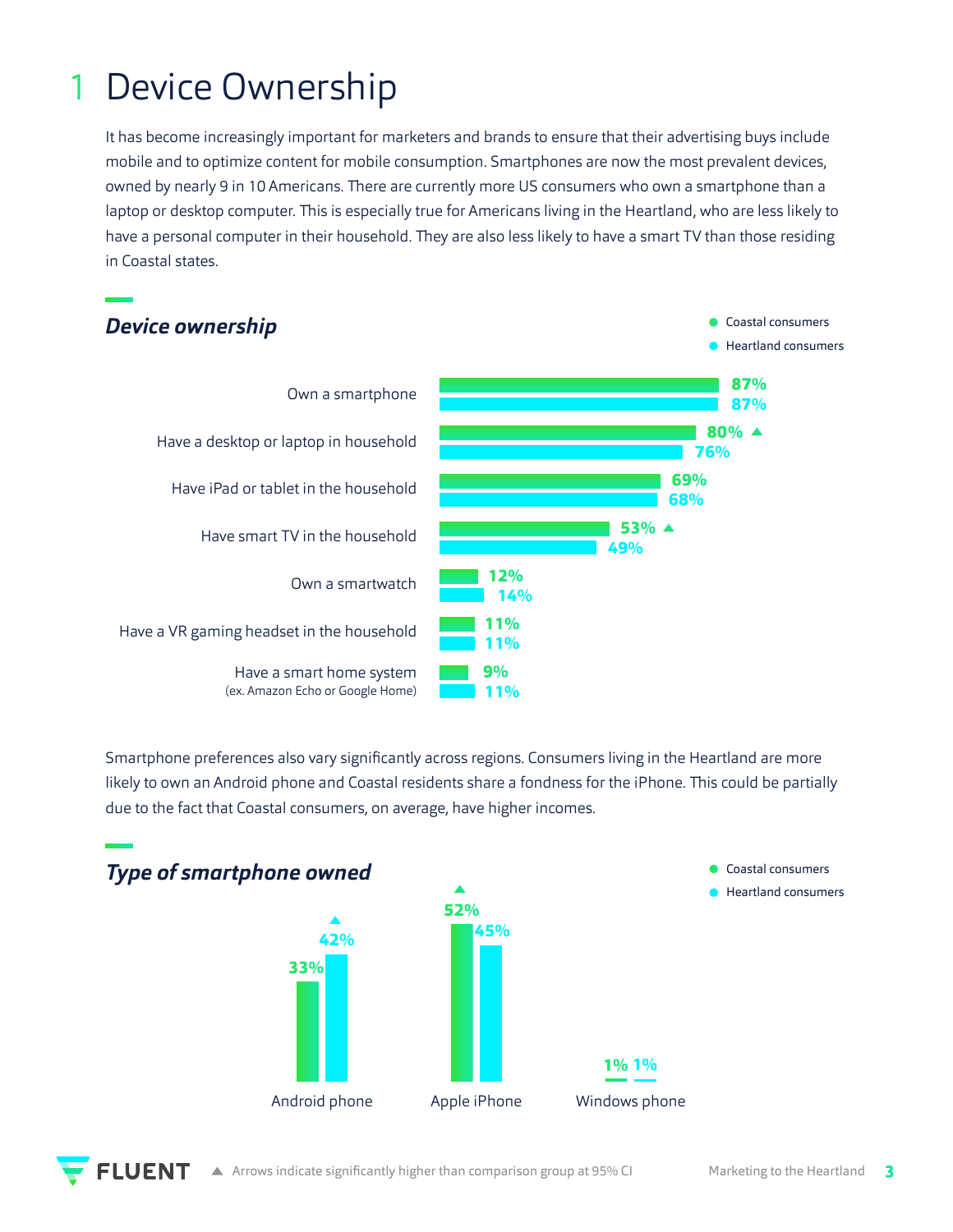# 1 Device Ownership

It has become increasingly important for marketers and brands to ensure that their advertising buys include mobile and to optimize content for mobile consumption. Smartphones are now the most prevalent devices, owned by nearly 9 in 10 Americans. There are currently more US consumers who own a smartphone than a laptop or desktop computer. This is especially true for Americans living in the Heartland, who are less likely to have a personal computer in their household. They are also less likely to have a smart TV than those residing in Coastal states.

## *Device ownership*

| | Coastal consumers | Heartland consumers |
|---|---|---|
| Own a smartphone | 87% | 87% |
| Have a desktop or laptop in household | 80% ▲ | 76% |
| Have iPad or tablet in the household | 69% | 68% |
| Have smart TV in the household | 53% ▲ | 49% |
| Own a smartwatch | 12% | 14% |
| Have a VR gaming headset in the household | 11% | 11% |
| Have a smart home system (ex. Amazon Echo or Google Home) | 9% | 11% |

Smartphone preferences also vary significantly across regions. Consumers living in the Heartland are more likely to own an Android phone and Coastal residents share a fondness for the iPhone. This could be partially due to the fact that Coastal consumers, on average, have higher incomes.

## *Type of smartphone owned*

| | Coastal consumers | Heartland consumers |
|---|---|---|
| Android phone | 33% | 42% ▲ |
| Apple iPhone | 52% ▲ | 45% |
| Windows phone | 1% | 1% |

▲ Arrows indicate significantly higher than comparison group at 95% CI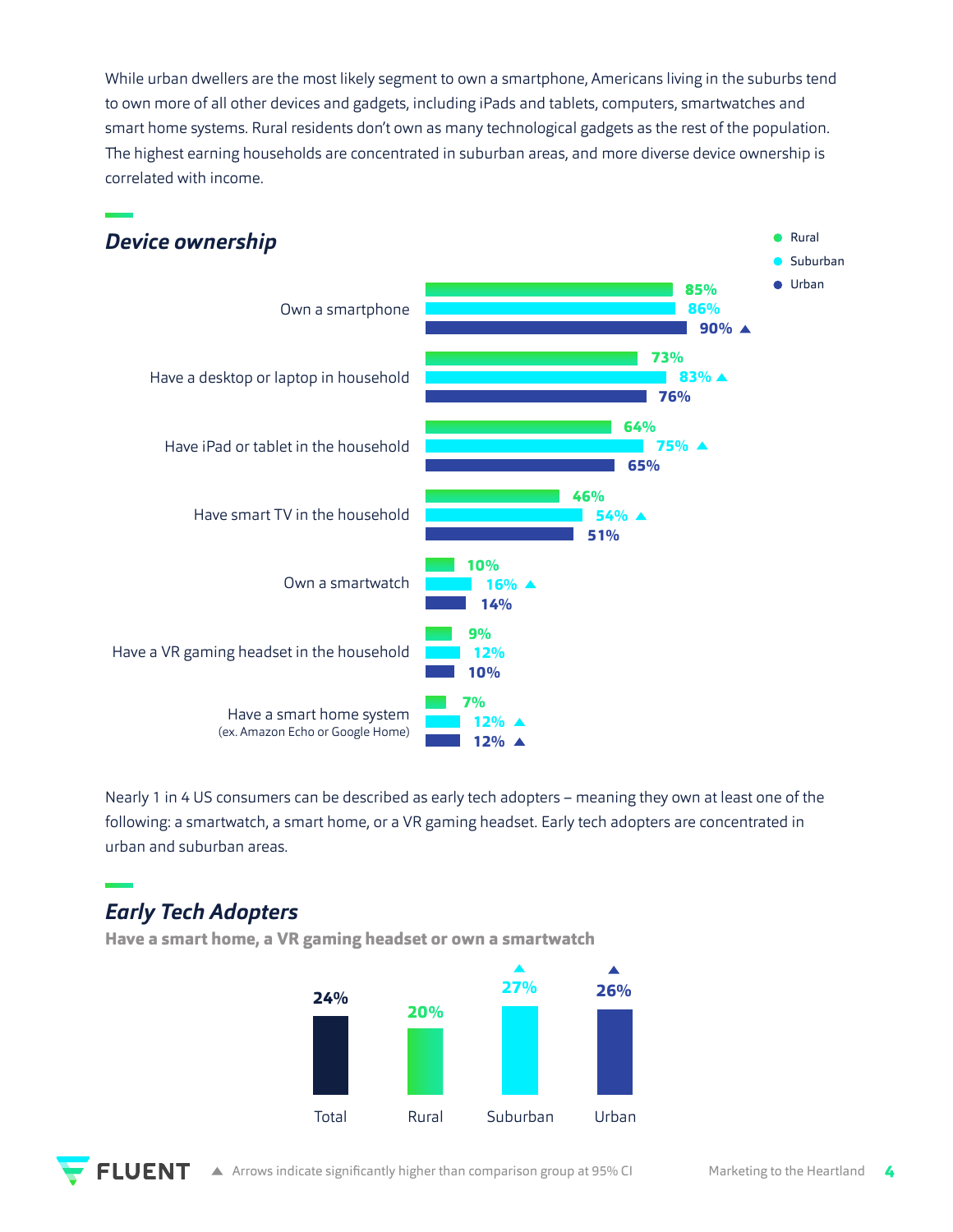While urban dwellers are the most likely segment to own a smartphone, Americans living in the suburbs tend to own more of all other devices and gadgets, including iPads and tablets, computers, smartwatches and smart home systems. Rural residents don't own as many technological gadgets as the rest of the population. The highest earning households are concentrated in suburban areas, and more diverse device ownership is correlated with income.

## Device ownership

| | Rural | Suburban | Urban |
|---|---|---|---|
| Own a smartphone | 85% | 86% | 90% ▲ |
| Have a desktop or laptop in household | 73% | 83% ▲ | 76% |
| Have iPad or tablet in the household | 64% | 75% ▲ | 65% |
| Have smart TV in the household | 46% | 54% ▲ | 51% |
| Own a smartwatch | 10% | 16% ▲ | 14% |
| Have a VR gaming headset in the household | 9% | 12% | 10% |
| Have a smart home system (ex. Amazon Echo or Google Home) | 7% | 12% ▲ | 12% ▲ |

Nearly 1 in 4 US consumers can be described as early tech adopters – meaning they own at least one of the following: a smartwatch, a smart home, or a VR gaming headset. Early tech adopters are concentrated in urban and suburban areas.

## Early Tech Adopters

**Have a smart home, a VR gaming headset or own a smartwatch**

| Total | Rural | Suburban | Urban |
|---|---|---|---|
| 24% | 20% | 27% ▲ | 26% ▲ |

▲ Arrows indicate significantly higher than comparison group at 95% CI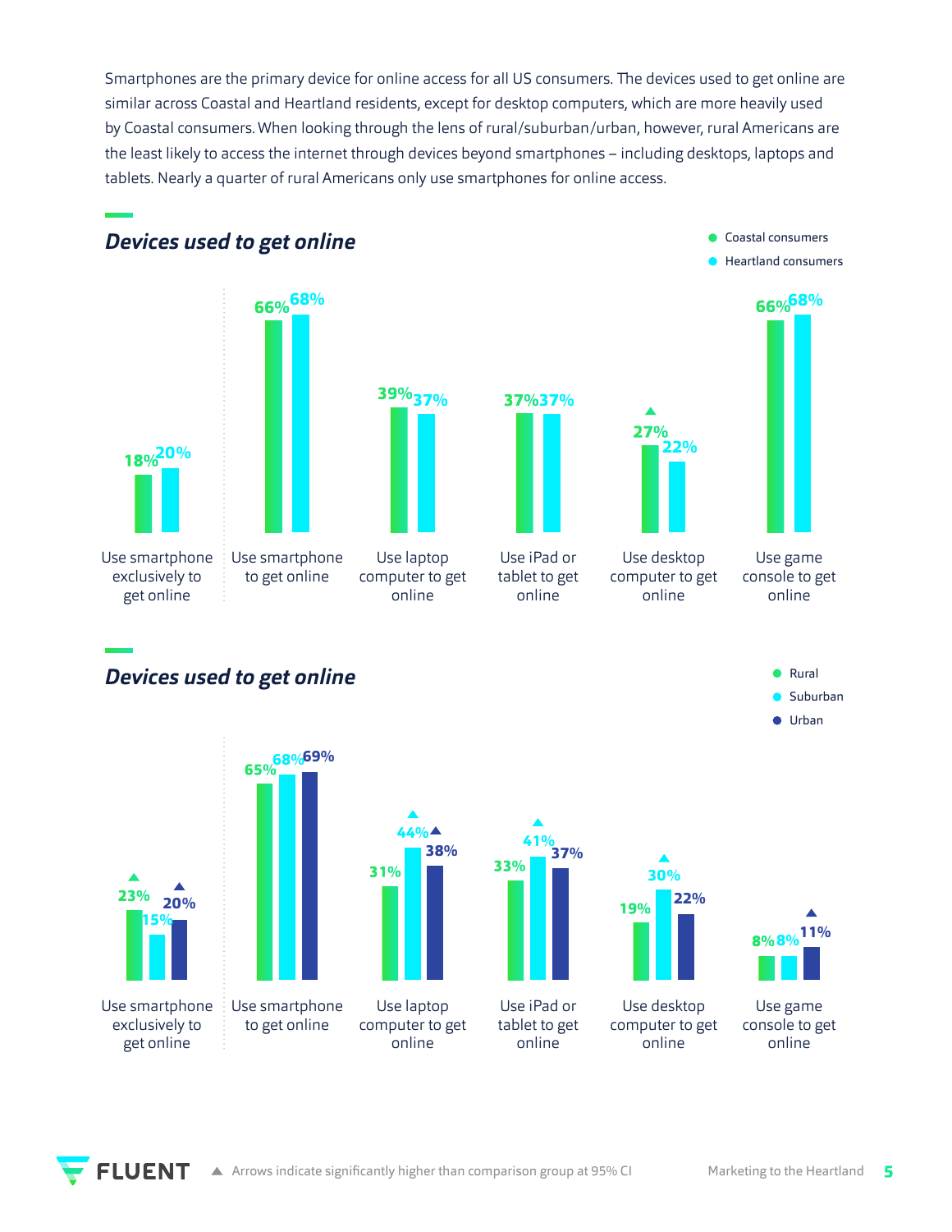Smartphones are the primary device for online access for all US consumers. The devices used to get online are similar across Coastal and Heartland residents, except for desktop computers, which are more heavily used by Coastal consumers. When looking through the lens of rural/suburban/urban, however, rural Americans are the least likely to access the internet through devices beyond smartphones – including desktops, laptops and tablets. Nearly a quarter of rural Americans only use smartphones for online access.

## *Devices used to get online*

| | Coastal consumers | Heartland consumers |
|---|---|---|
| Use smartphone exclusively to get online | 18% | 20% |
| Use smartphone to get online | 66% | 68% |
| Use laptop computer to get online | 39% | 37% |
| Use iPad or tablet to get online | 37% | 37% |
| Use desktop computer to get online | 27% ▲ | 22% |
| Use game console to get online | 66% | 68% |

## *Devices used to get online*

| | Rural | Suburban | Urban |
|---|---|---|---|
| Use smartphone exclusively to get online | 23% ▲ | 15% | 20% ▲ |
| Use smartphone to get online | 65% | 68% | 69% |
| Use laptop computer to get online | 31% | 44% ▲ | 38% ▲ |
| Use iPad or tablet to get online | 33% | 41% ▲ | 37% |
| Use desktop computer to get online | 19% | 30% ▲ | 22% |
| Use game console to get online | 8% | 8% | 11% ▲ |

▲ Arrows indicate significantly higher than comparison group at 95% CI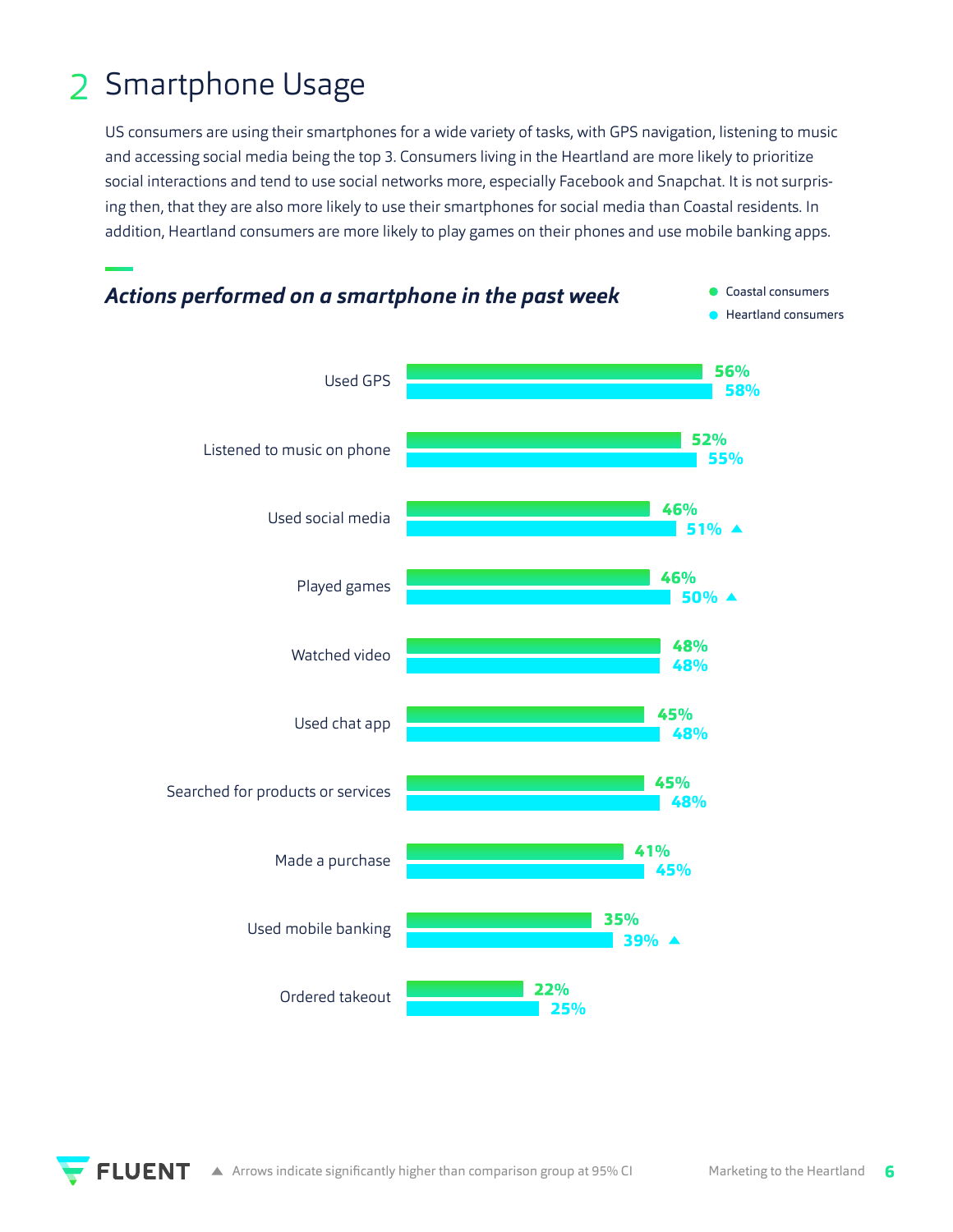# 2 Smartphone Usage

US consumers are using their smartphones for a wide variety of tasks, with GPS navigation, listening to music and accessing social media being the top 3. Consumers living in the Heartland are more likely to prioritize social interactions and tend to use social networks more, especially Facebook and Snapchat. It is not surprising then, that they are also more likely to use their smartphones for social media than Coastal residents. In addition, Heartland consumers are more likely to play games on their phones and use mobile banking apps.

## *Actions performed on a smartphone in the past week*

| Action | Coastal consumers | Heartland consumers |
|---|---|---|
| Used GPS | 56% | 58% |
| Listened to music on phone | 52% | 55% |
| Used social media | 46% | 51% ▲ |
| Played games | 46% | 50% ▲ |
| Watched video | 48% | 48% |
| Used chat app | 45% | 48% |
| Searched for products or services | 45% | 48% |
| Made a purchase | 41% | 45% |
| Used mobile banking | 35% | 39% ▲ |
| Ordered takeout | 22% | 25% |

▲ Arrows indicate significantly higher than comparison group at 95% CI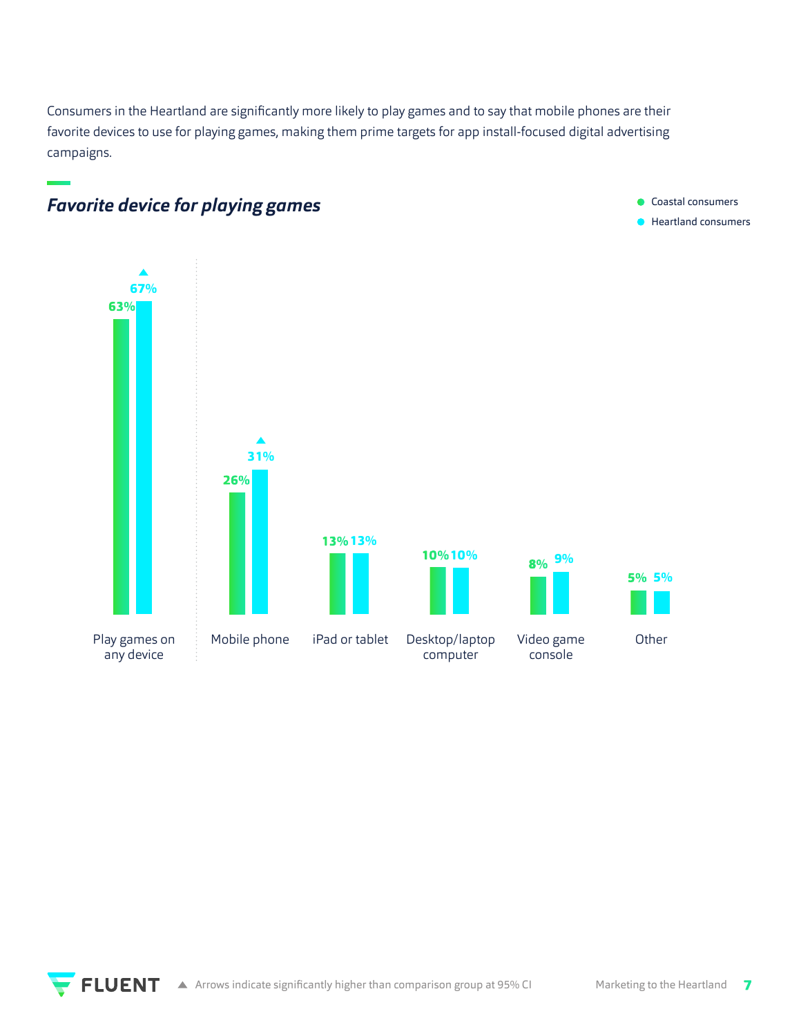Consumers in the Heartland are significantly more likely to play games and to say that mobile phones are their favorite devices to use for playing games, making them prime targets for app install-focused digital advertising campaigns.

## *Favorite device for playing games*

| | Coastal consumers | Heartland consumers |
|---|---|---|
| Play games on any device | 63% | 67% ▲ |
| Mobile phone | 26% | 31% ▲ |
| iPad or tablet | 13% | 13% |
| Desktop/laptop computer | 10% | 10% |
| Video game console | 8% | 9% |
| Other | 5% | 5% |

▲ Arrows indicate significantly higher than comparison group at 95% CI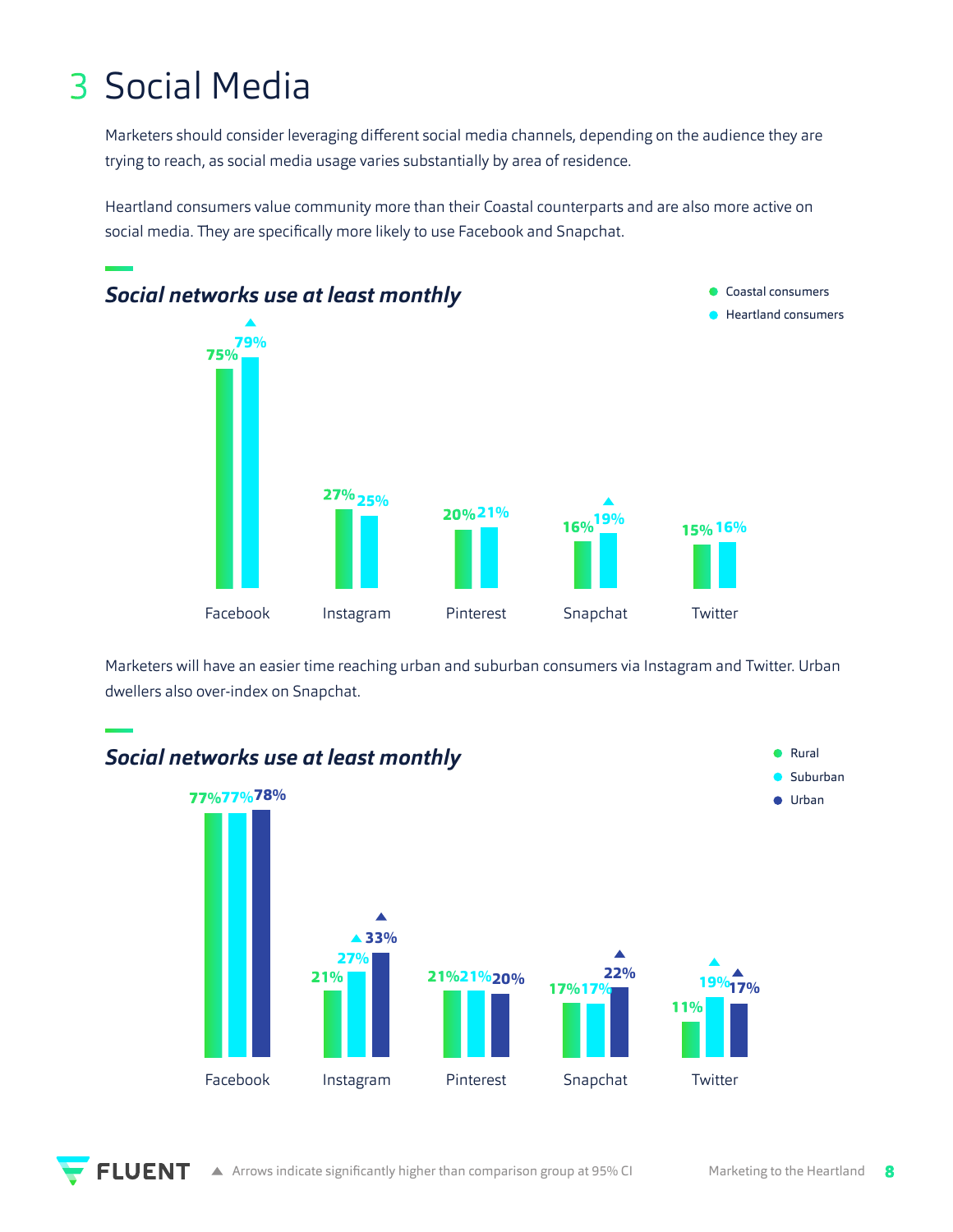# 3 Social Media

Marketers should consider leveraging different social media channels, depending on the audience they are trying to reach, as social media usage varies substantially by area of residence.

Heartland consumers value community more than their Coastal counterparts and are also more active on social media. They are specifically more likely to use Facebook and Snapchat.

### *Social networks use at least monthly*

| | Coastal consumers | Heartland consumers |
|---|---|---|
| Facebook | 75% | ▲ 79% |
| Instagram | 27% | 25% |
| Pinterest | 20% | 21% |
| Snapchat | 16% | ▲ 19% |
| Twitter | 15% | 16% |

Marketers will have an easier time reaching urban and suburban consumers via Instagram and Twitter. Urban dwellers also over-index on Snapchat.

### *Social networks use at least monthly*

| | Rural | Suburban | Urban |
|---|---|---|---|
| Facebook | 77% | 77% | 78% |
| Instagram | 21% | ▲ 27% | ▲ 33% |
| Pinterest | 21% | 21% | 20% |
| Snapchat | 17% | 17% | ▲ 22% |
| Twitter | 11% | ▲ 19% | ▲ 17% |

▲ Arrows indicate significantly higher than comparison group at 95% CI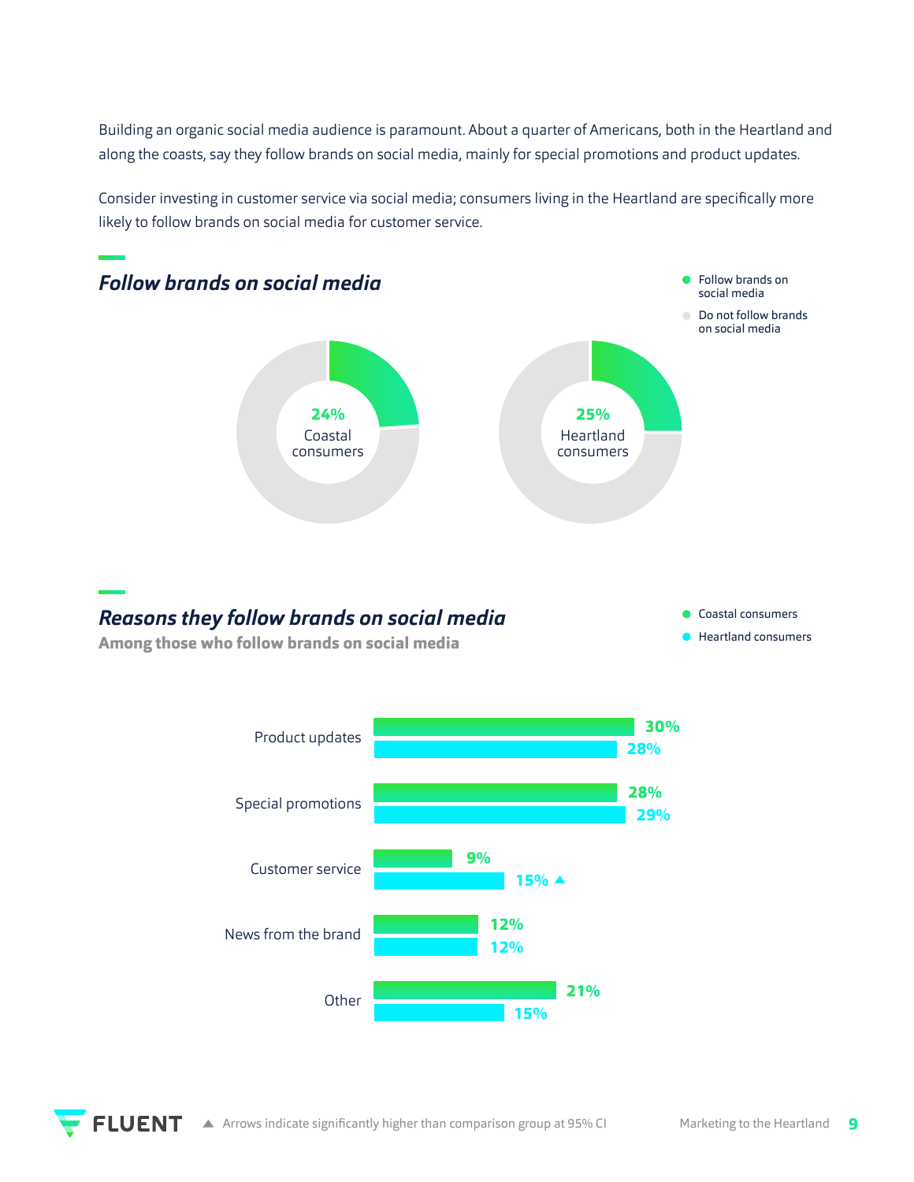Building an organic social media audience is paramount. About a quarter of Americans, both in the Heartland and along the coasts, say they follow brands on social media, mainly for special promotions and product updates.

Consider investing in customer service via social media; consumers living in the Heartland are specifically more likely to follow brands on social media for customer service.

## *Follow brands on social media*

| | Follow brands on social media |
|---|---|
| Coastal consumers | 24% |
| Heartland consumers | 25% |

## *Reasons they follow brands on social media*

**Among those who follow brands on social media**

| Reason | Coastal consumers | Heartland consumers |
|---|---|---|
| Product updates | 30% | 28% |
| Special promotions | 28% | 29% |
| Customer service | 9% | 15% ▲ |
| News from the brand | 12% | 12% |
| Other | 21% | 15% |

▲ Arrows indicate significantly higher than comparison group at 95% CI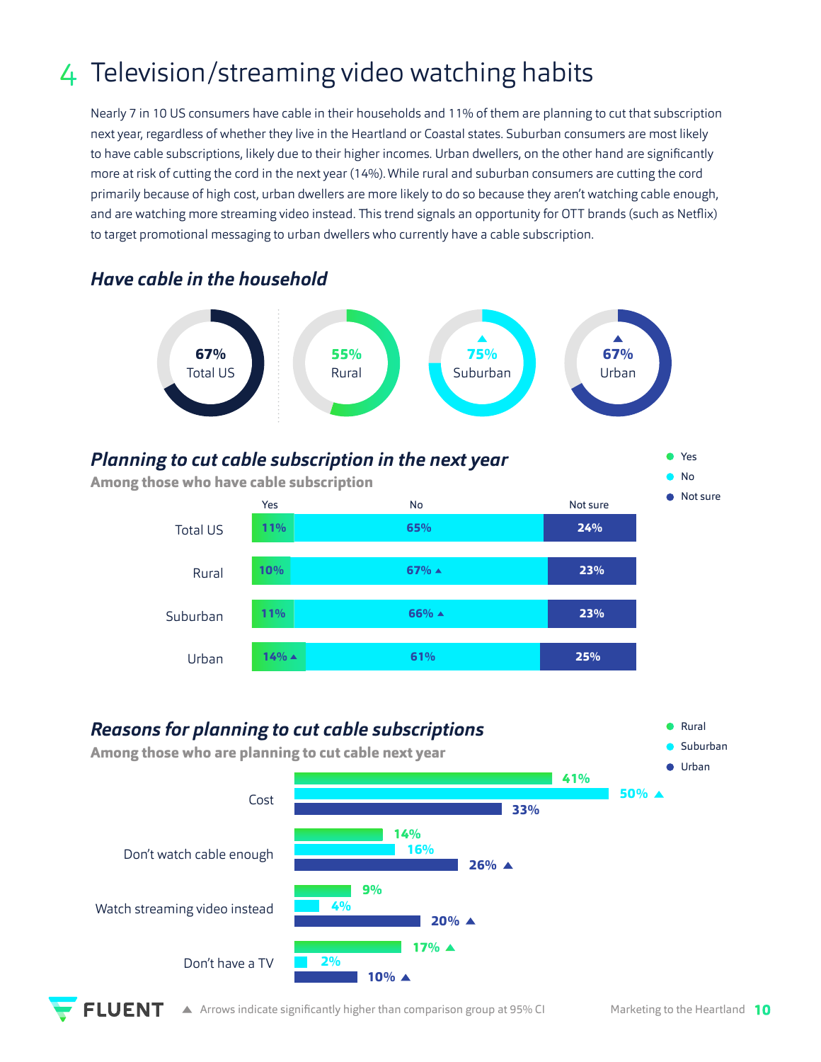# 4 Television/streaming video watching habits

Nearly 7 in 10 US consumers have cable in their households and 11% of them are planning to cut that subscription next year, regardless of whether they live in the Heartland or Coastal states. Suburban consumers are most likely to have cable subscriptions, likely due to their higher incomes. Urban dwellers, on the other hand are significantly more at risk of cutting the cord in the next year (14%). While rural and suburban consumers are cutting the cord primarily because of high cost, urban dwellers are more likely to do so because they aren't watching cable enough, and are watching more streaming video instead. This trend signals an opportunity for OTT brands (such as Netflix) to target promotional messaging to urban dwellers who currently have a cable subscription.

## *Have cable in the household*

| Total US | Rural | Suburban | Urban |
|---|---|---|---|
| 67% | 55% | 75% ▲ | 67% ▲ |

## *Planning to cut cable subscription in the next year*

**Among those who have cable subscription**

| | Yes | No | Not sure |
|---|---|---|---|
| Total US | 11% | 65% | 24% |
| Rural | 10% | 67% ▲ | 23% |
| Suburban | 11% | 66% ▲ | 23% |
| Urban | 14% ▲ | 61% | 25% |

## *Reasons for planning to cut cable subscriptions*

**Among those who are planning to cut cable next year**

| | Rural | Suburban | Urban |
|---|---|---|---|
| Cost | 41% | 50% ▲ | 33% |
| Don't watch cable enough | 14% | 16% | 26% ▲ |
| Watch streaming video instead | 9% | 4% | 20% ▲ |
| Don't have a TV | 17% ▲ | 2% | 10% ▲ |

▲ Arrows indicate significantly higher than comparison group at 95% CI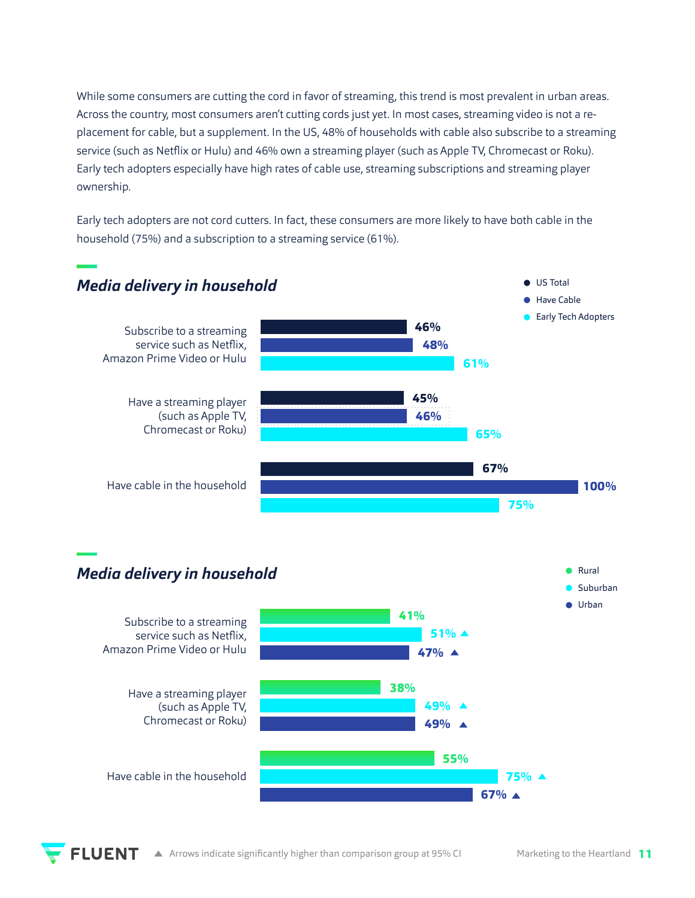While some consumers are cutting the cord in favor of streaming, this trend is most prevalent in urban areas. Across the country, most consumers aren't cutting cords just yet. In most cases, streaming video is not a replacement for cable, but a supplement. In the US, 48% of households with cable also subscribe to a streaming service (such as Netflix or Hulu) and 46% own a streaming player (such as Apple TV, Chromecast or Roku). Early tech adopters especially have high rates of cable use, streaming subscriptions and streaming player ownership.

Early tech adopters are not cord cutters. In fact, these consumers are more likely to have both cable in the household (75%) and a subscription to a streaming service (61%).

## *Media delivery in household*

| | US Total | Have Cable | Early Tech Adopters |
|---|---|---|---|
| Subscribe to a streaming service such as Netflix, Amazon Prime Video or Hulu | 46% | 48% | 61% |
| Have a streaming player (such as Apple TV, Chromecast or Roku) | 45% | 46% | 65% |
| Have cable in the household | 67% | 100% | 75% |

## *Media delivery in household*

| | Rural | Suburban | Urban |
|---|---|---|---|
| Subscribe to a streaming service such as Netflix, Amazon Prime Video or Hulu | 41% | 51% ▲ | 47% ▲ |
| Have a streaming player (such as Apple TV, Chromecast or Roku) | 38% | 49% ▲ | 49% ▲ |
| Have cable in the household | 55% | 75% ▲ | 67% ▲ |

▲ Arrows indicate significantly higher than comparison group at 95% CI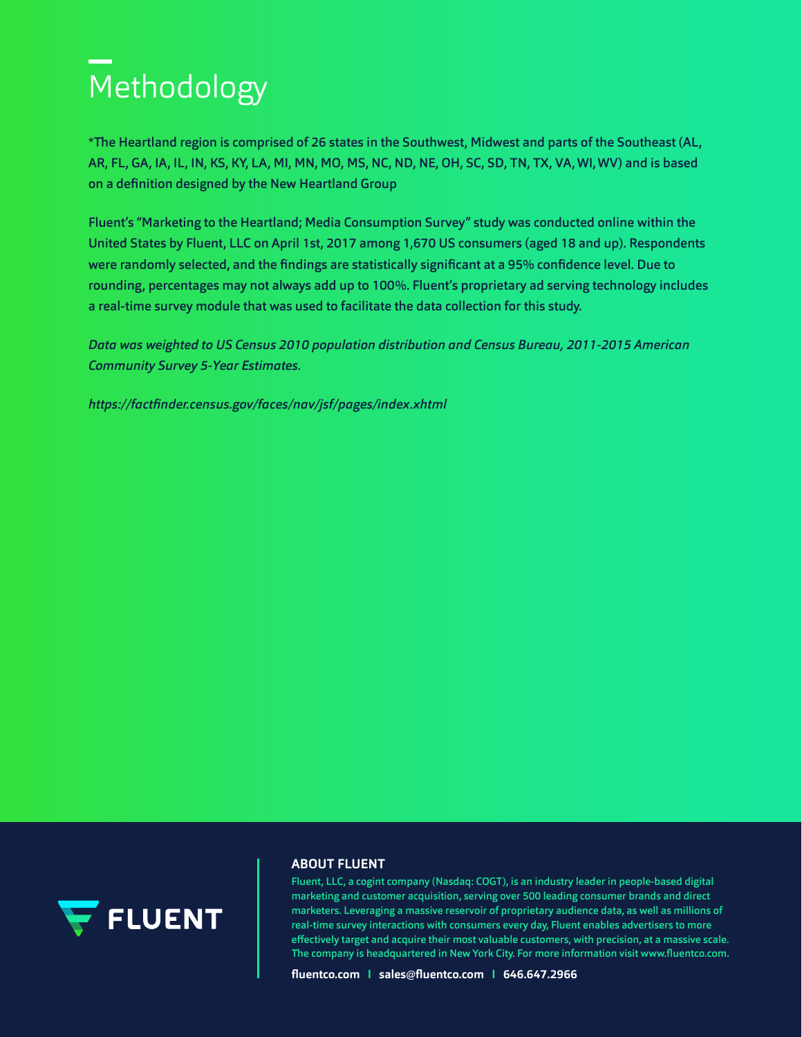# Methodology

*The Heartland region is comprised of 26 states in the Southwest, Midwest and parts of the Southeast (AL, AR, FL, GA, IA, IL, IN, KS, KY, LA, MI, MN, MO, MS, NC, ND, NE, OH, SC, SD, TN, TX, VA, WI, WV) and is based on a definition designed by the New Heartland Group

Fluent's "Marketing to the Heartland; Media Consumption Survey" study was conducted online within the United States by Fluent, LLC on April 1st, 2017 among 1,670 US consumers (aged 18 and up). Respondents were randomly selected, and the findings are statistically significant at a 95% confidence level. Due to rounding, percentages may not always add up to 100%. Fluent's proprietary ad serving technology includes a real-time survey module that was used to facilitate the data collection for this study.

*Data was weighted to US Census 2010 population distribution and Census Bureau, 2011-2015 American Community Survey 5-Year Estimates.*

*https://factfinder.census.gov/faces/nav/jsf/pages/index.xhtml*

FLUENT

**ABOUT FLUENT**

Fluent, LLC, a cogint company (Nasdaq: COGT), is an industry leader in people-based digital marketing and customer acquisition, serving over 500 leading consumer brands and direct marketers. Leveraging a massive reservoir of proprietary audience data, as well as millions of real-time survey interactions with consumers every day, Fluent enables advertisers to more effectively target and acquire their most valuable customers, with precision, at a massive scale. The company is headquartered in New York City. For more information visit www.fluentco.com.

**fluentco.com | sales@fluentco.com | 646.647.2966**